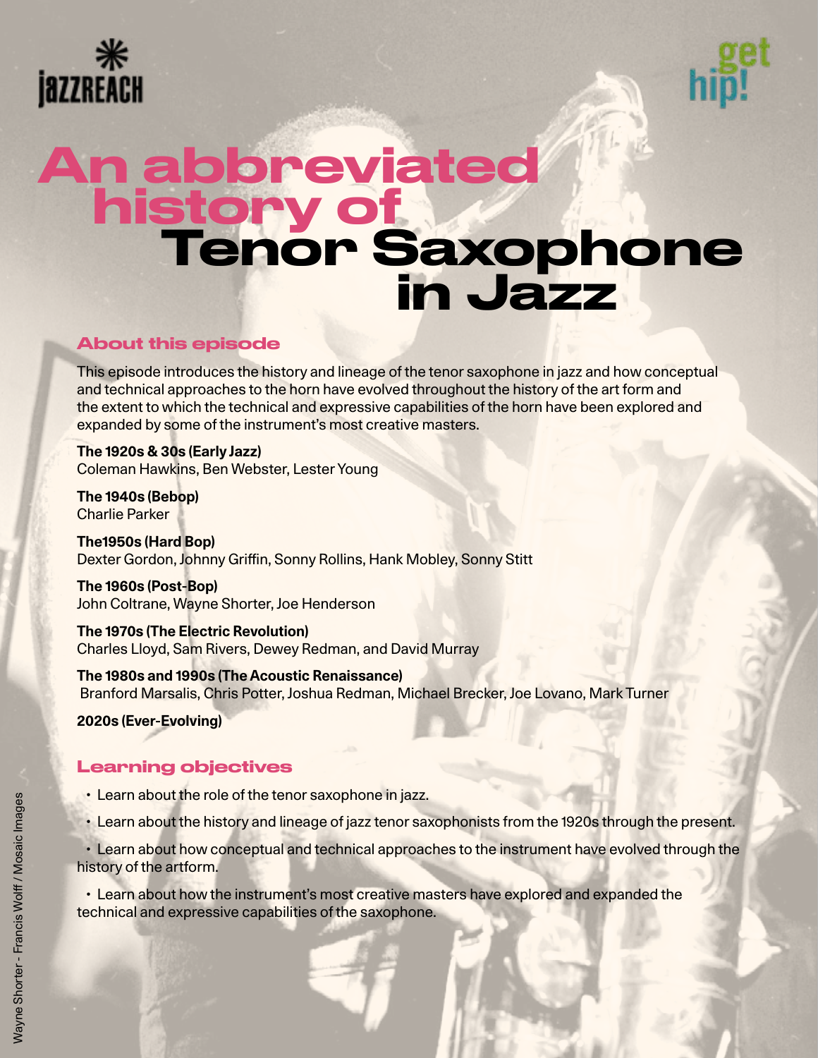jazzREACH

get hip!

# An abbreviated history of Tenor Saxophone in Jazz

## About this episode

This episode introduces the history and lineage of the tenor saxophone in jazz and how conceptual and technical approaches to the horn have evolved throughout the history of the art form and the extent to which the technical and expressive capabilities of the horn have been explored and expanded by some of the instrument's most creative masters.

**The 1920s & 30s (Early Jazz)**
Coleman Hawkins, Ben Webster, Lester Young

**The 1940s (Bebop)**
Charlie Parker

**The1950s (Hard Bop)**
Dexter Gordon, Johnny Griffin, Sonny Rollins, Hank Mobley, Sonny Stitt

**The 1960s (Post-Bop)**
John Coltrane, Wayne Shorter, Joe Henderson

**The 1970s (The Electric Revolution)**
Charles Lloyd, Sam Rivers, Dewey Redman, and David Murray

**The 1980s and 1990s (The Acoustic Renaissance)**
Branford Marsalis, Chris Potter, Joshua Redman, Michael Brecker, Joe Lovano, Mark Turner

**2020s (Ever-Evolving)**

## Learning objectives

- Learn about the role of the tenor saxophone in jazz.
- Learn about the history and lineage of jazz tenor saxophonists from the 1920s through the present.
- Learn about how conceptual and technical approaches to the instrument have evolved through the history of the artform.
- Learn about how the instrument's most creative masters have explored and expanded the technical and expressive capabilities of the saxophone.

Wayne Shorter - Francis Wolff / Mosaic Images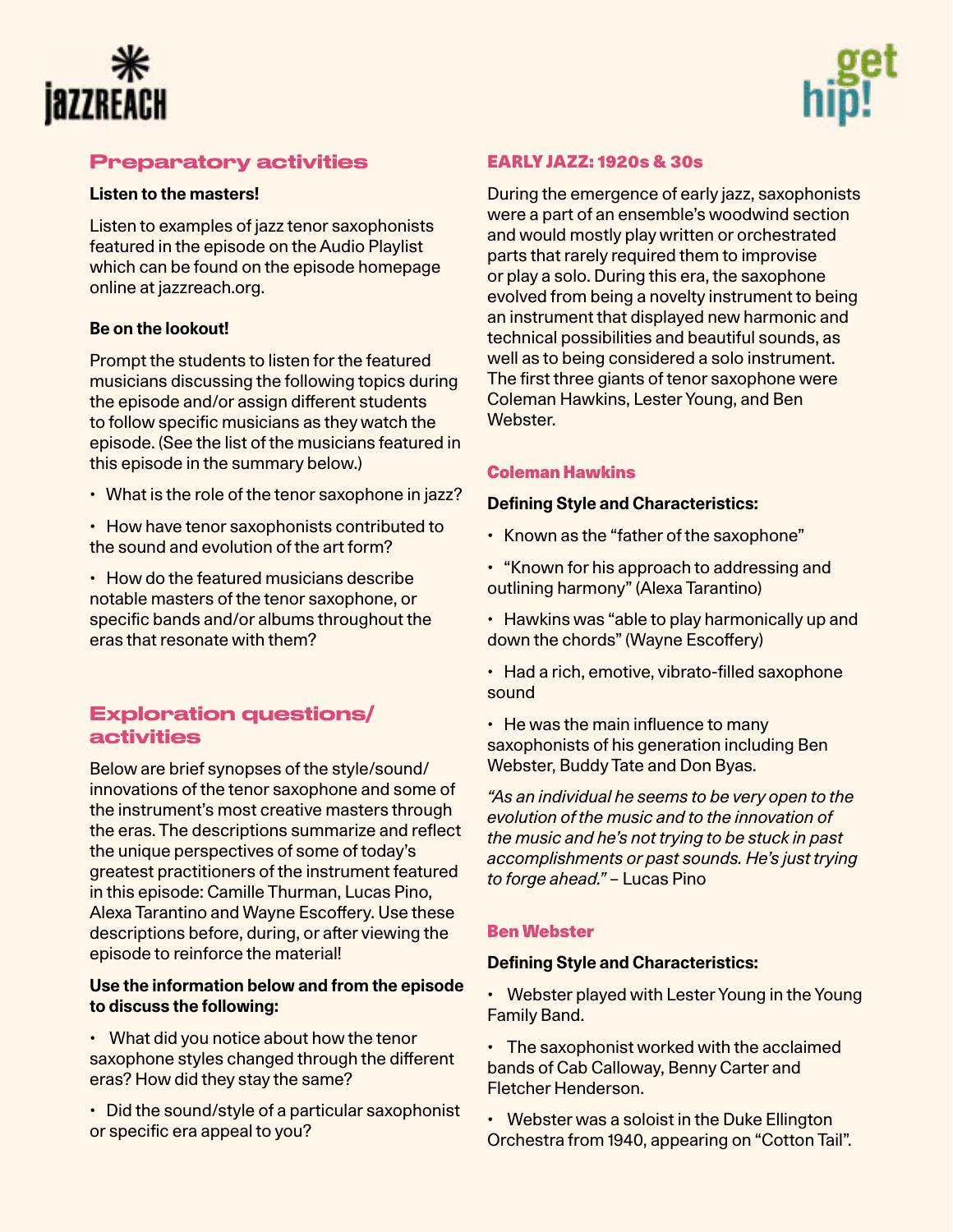## Preparatory activities

**Listen to the masters!**

Listen to examples of jazz tenor saxophonists featured in the episode on the Audio Playlist which can be found on the episode homepage online at jazzreach.org.

**Be on the lookout!**

Prompt the students to listen for the featured musicians discussing the following topics during the episode and/or assign different students to follow specific musicians as they watch the episode. (See the list of the musicians featured in this episode in the summary below.)

- What is the role of the tenor saxophone in jazz?
- How have tenor saxophonists contributed to the sound and evolution of the art form?
- How do the featured musicians describe notable masters of the tenor saxophone, or specific bands and/or albums throughout the eras that resonate with them?

## Exploration questions/ activities

Below are brief synopses of the style/sound/ innovations of the tenor saxophone and some of the instrument's most creative masters through the eras. The descriptions summarize and reflect the unique perspectives of some of today's greatest practitioners of the instrument featured in this episode: Camille Thurman, Lucas Pino, Alexa Tarantino and Wayne Escoffery. Use these descriptions before, during, or after viewing the episode to reinforce the material!

**Use the information below and from the episode to discuss the following:**

- What did you notice about how the tenor saxophone styles changed through the different eras? How did they stay the same?
- Did the sound/style of a particular saxophonist or specific era appeal to you?

## EARLY JAZZ: 1920s & 30s

During the emergence of early jazz, saxophonists were a part of an ensemble's woodwind section and would mostly play written or orchestrated parts that rarely required them to improvise or play a solo. During this era, the saxophone evolved from being a novelty instrument to being an instrument that displayed new harmonic and technical possibilities and beautiful sounds, as well as to being considered a solo instrument. The first three giants of tenor saxophone were Coleman Hawkins, Lester Young, and Ben Webster.

### Coleman Hawkins

**Defining Style and Characteristics:**

- Known as the "father of the saxophone"
- "Known for his approach to addressing and outlining harmony" (Alexa Tarantino)
- Hawkins was "able to play harmonically up and down the chords" (Wayne Escoffery)
- Had a rich, emotive, vibrato-filled saxophone sound
- He was the main influence to many saxophonists of his generation including Ben Webster, Buddy Tate and Don Byas.

*"As an individual he seems to be very open to the evolution of the music and to the innovation of the music and he's not trying to be stuck in past accomplishments or past sounds. He's just trying to forge ahead."* – Lucas Pino

### Ben Webster

**Defining Style and Characteristics:**

- Webster played with Lester Young in the Young Family Band.
- The saxophonist worked with the acclaimed bands of Cab Calloway, Benny Carter and Fletcher Henderson.
- Webster was a soloist in the Duke Ellington Orchestra from 1940, appearing on "Cotton Tail".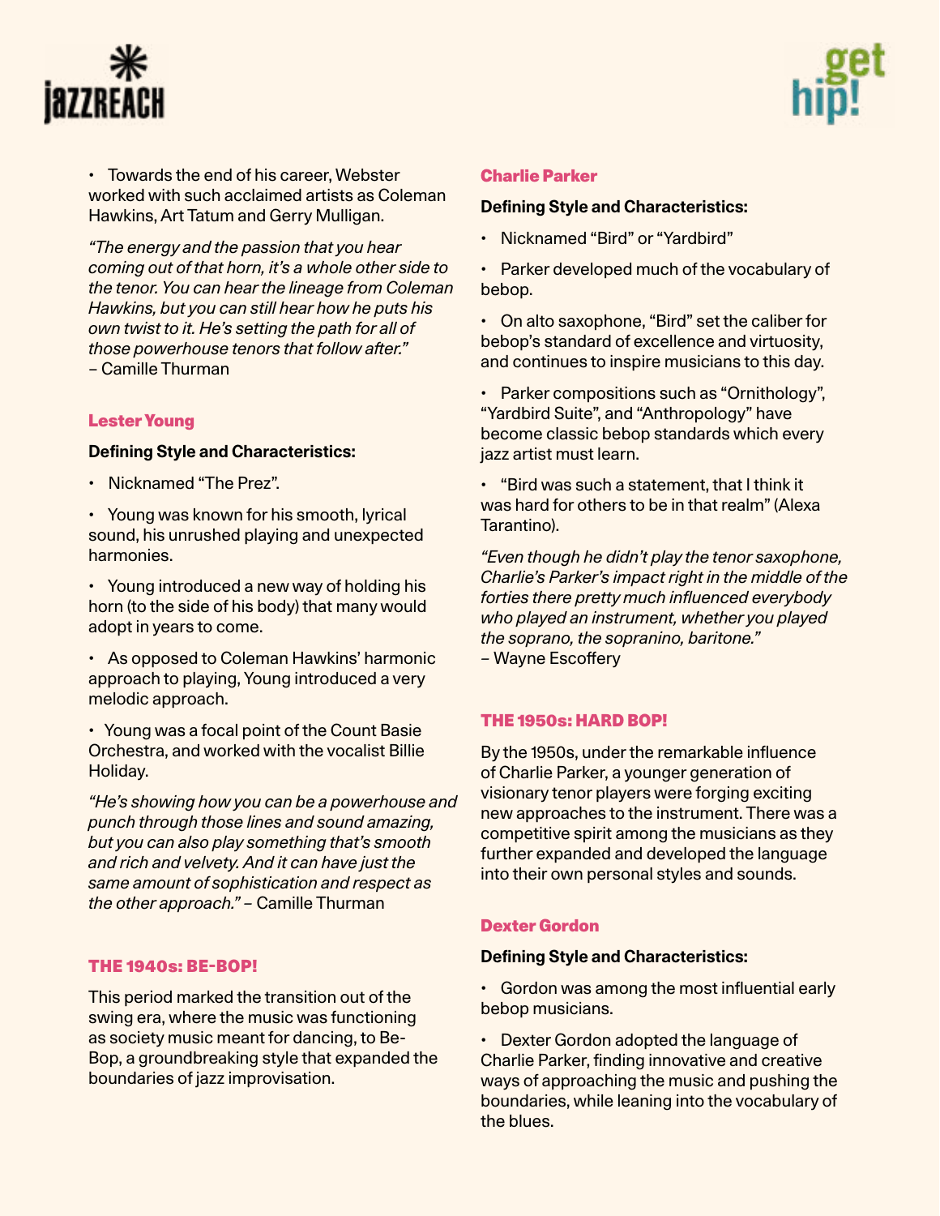- Towards the end of his career, Webster worked with such acclaimed artists as Coleman Hawkins, Art Tatum and Gerry Mulligan.

*“The energy and the passion that you hear coming out of that horn, it’s a whole other side to the tenor. You can hear the lineage from Coleman Hawkins, but you can still hear how he puts his own twist to it. He’s setting the path for all of those powerhouse tenors that follow after.”* – Camille Thurman

### Lester Young

**Defining Style and Characteristics:**

- Nicknamed “The Prez”.
- Young was known for his smooth, lyrical sound, his unrushed playing and unexpected harmonies.
- Young introduced a new way of holding his horn (to the side of his body) that many would adopt in years to come.
- As opposed to Coleman Hawkins’ harmonic approach to playing, Young introduced a very melodic approach.
- Young was a focal point of the Count Basie Orchestra, and worked with the vocalist Billie Holiday.

*“He’s showing how you can be a powerhouse and punch through those lines and sound amazing, but you can also play something that’s smooth and rich and velvety. And it can have just the same amount of sophistication and respect as the other approach.”* – Camille Thurman

## THE 1940s: BE-BOP!

This period marked the transition out of the swing era, where the music was functioning as society music meant for dancing, to Be-Bop, a groundbreaking style that expanded the boundaries of jazz improvisation.

### Charlie Parker

**Defining Style and Characteristics:**

- Nicknamed “Bird” or “Yardbird”
- Parker developed much of the vocabulary of bebop.
- On alto saxophone, “Bird” set the caliber for bebop’s standard of excellence and virtuosity, and continues to inspire musicians to this day.
- Parker compositions such as “Ornithology”, “Yardbird Suite”, and “Anthropology” have become classic bebop standards which every jazz artist must learn.
- “Bird was such a statement, that I think it was hard for others to be in that realm” (Alexa Tarantino).

*“Even though he didn’t play the tenor saxophone, Charlie’s Parker’s impact right in the middle of the forties there pretty much influenced everybody who played an instrument, whether you played the soprano, the sopranino, baritone.”* – Wayne Escoffery

## THE 1950s: HARD BOP!

By the 1950s, under the remarkable influence of Charlie Parker, a younger generation of visionary tenor players were forging exciting new approaches to the instrument. There was a competitive spirit among the musicians as they further expanded and developed the language into their own personal styles and sounds.

### Dexter Gordon

**Defining Style and Characteristics:**

- Gordon was among the most influential early bebop musicians.
- Dexter Gordon adopted the language of Charlie Parker, finding innovative and creative ways of approaching the music and pushing the boundaries, while leaning into the vocabulary of the blues.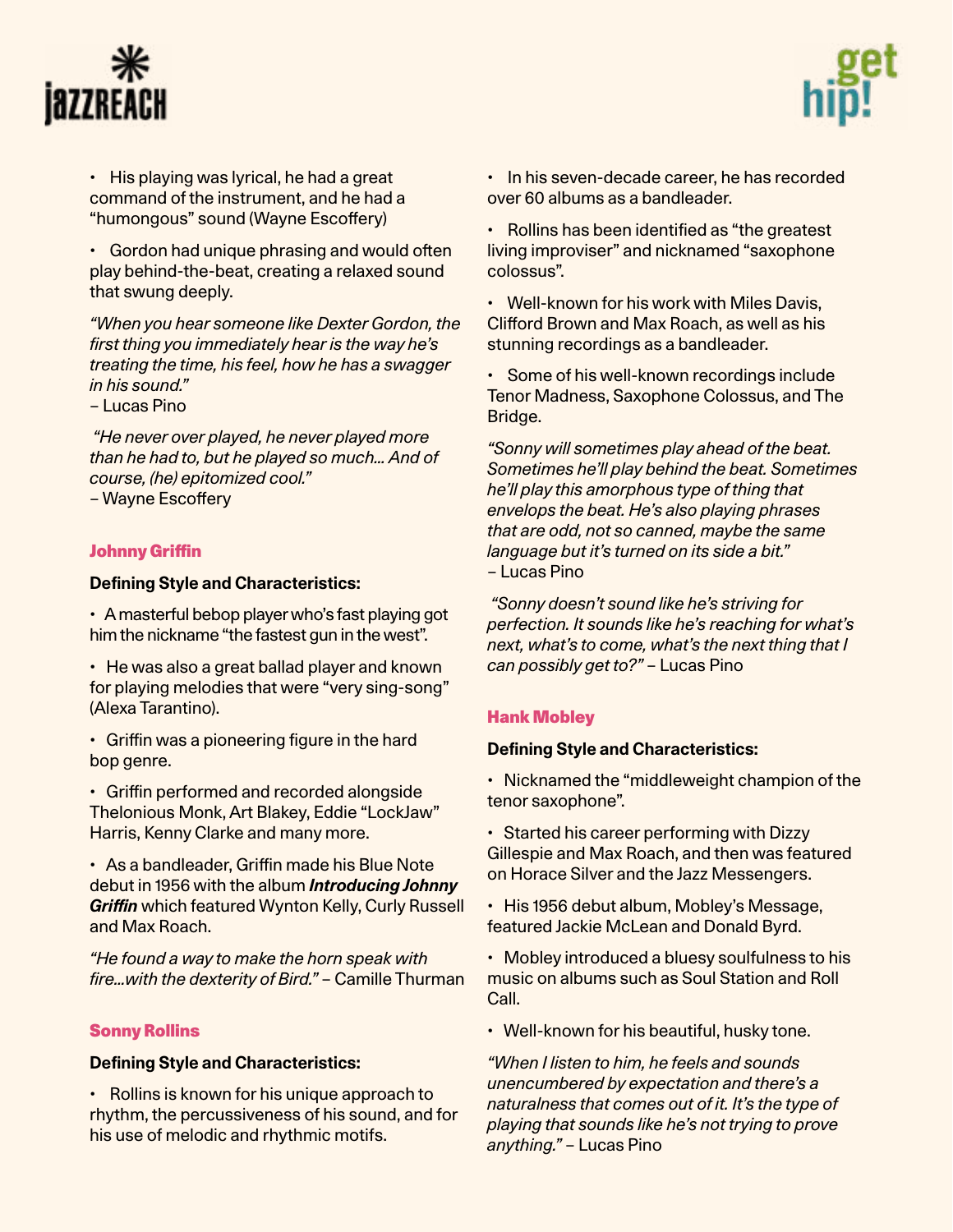- His playing was lyrical, he had a great command of the instrument, and he had a "humongous" sound (Wayne Escoffery)

- Gordon had unique phrasing and would often play behind-the-beat, creating a relaxed sound that swung deeply.

*"When you hear someone like Dexter Gordon, the first thing you immediately hear is the way he's treating the time, his feel, how he has a swagger in his sound."*
– Lucas Pino

*"He never over played, he never played more than he had to, but he played so much... And of course, (he) epitomized cool."*
– Wayne Escoffery

### Johnny Griffin

**Defining Style and Characteristics:**

- A masterful bebop player who's fast playing got him the nickname "the fastest gun in the west".

- He was also a great ballad player and known for playing melodies that were "very sing-song" (Alexa Tarantino).

- Griffin was a pioneering figure in the hard bop genre.

- Griffin performed and recorded alongside Thelonious Monk, Art Blakey, Eddie "LockJaw" Harris, Kenny Clarke and many more.

- As a bandleader, Griffin made his Blue Note debut in 1956 with the album ***Introducing Johnny Griffin*** which featured Wynton Kelly, Curly Russell and Max Roach.

*"He found a way to make the horn speak with fire...with the dexterity of Bird."* – Camille Thurman

### Sonny Rollins

**Defining Style and Characteristics:**

- Rollins is known for his unique approach to rhythm, the percussiveness of his sound, and for his use of melodic and rhythmic motifs.

- In his seven-decade career, he has recorded over 60 albums as a bandleader.

- Rollins has been identified as "the greatest living improviser" and nicknamed "saxophone colossus".

- Well-known for his work with Miles Davis, Clifford Brown and Max Roach, as well as his stunning recordings as a bandleader.

- Some of his well-known recordings include Tenor Madness, Saxophone Colossus, and The Bridge.

*"Sonny will sometimes play ahead of the beat. Sometimes he'll play behind the beat. Sometimes he'll play this amorphous type of thing that envelops the beat. He's also playing phrases that are odd, not so canned, maybe the same language but it's turned on its side a bit."*
– Lucas Pino

*"Sonny doesn't sound like he's striving for perfection. It sounds like he's reaching for what's next, what's to come, what's the next thing that I can possibly get to?"* – Lucas Pino

### Hank Mobley

**Defining Style and Characteristics:**

- Nicknamed the "middleweight champion of the tenor saxophone".

- Started his career performing with Dizzy Gillespie and Max Roach, and then was featured on Horace Silver and the Jazz Messengers.

- His 1956 debut album, Mobley's Message, featured Jackie McLean and Donald Byrd.

- Mobley introduced a bluesy soulfulness to his music on albums such as Soul Station and Roll Call.

- Well-known for his beautiful, husky tone.

*"When I listen to him, he feels and sounds unencumbered by expectation and there's a naturalness that comes out of it. It's the type of playing that sounds like he's not trying to prove anything."* – Lucas Pino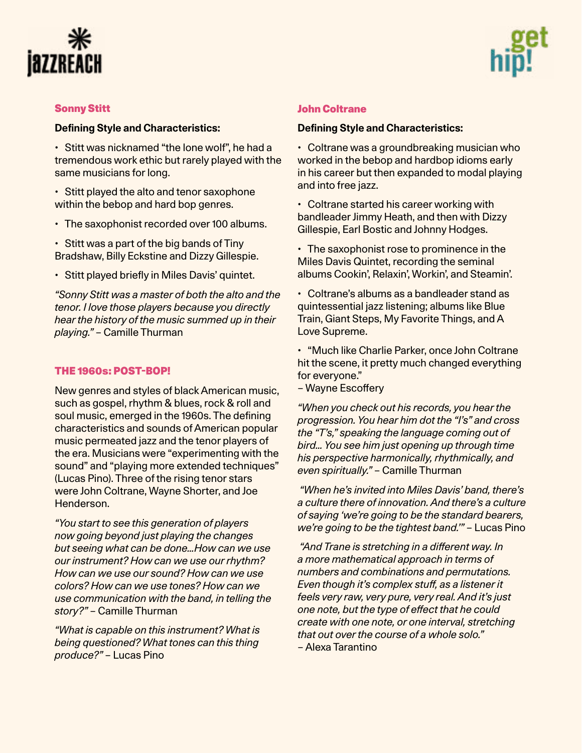## Sonny Stitt

**Defining Style and Characteristics:**

- Stitt was nicknamed "the lone wolf", he had a tremendous work ethic but rarely played with the same musicians for long.
- Stitt played the alto and tenor saxophone within the bebop and hard bop genres.
- The saxophonist recorded over 100 albums.
- Stitt was a part of the big bands of Tiny Bradshaw, Billy Eckstine and Dizzy Gillespie.
- Stitt played briefly in Miles Davis' quintet.

*"Sonny Stitt was a master of both the alto and the tenor. I love those players because you directly hear the history of the music summed up in their playing."* – Camille Thurman

## THE 1960s: POST-BOP!

New genres and styles of black American music, such as gospel, rhythm & blues, rock & roll and soul music, emerged in the 1960s. The defining characteristics and sounds of American popular music permeated jazz and the tenor players of the era. Musicians were "experimenting with the sound" and "playing more extended techniques" (Lucas Pino). Three of the rising tenor stars were John Coltrane, Wayne Shorter, and Joe Henderson.

*"You start to see this generation of players now going beyond just playing the changes but seeing what can be done...How can we use our instrument? How can we use our rhythm? How can we use our sound? How can we use colors? How can we use tones? How can we use communication with the band, in telling the story?"* – Camille Thurman

*"What is capable on this instrument? What is being questioned? What tones can this thing produce?"* – Lucas Pino

## John Coltrane

**Defining Style and Characteristics:**

- Coltrane was a groundbreaking musician who worked in the bebop and hardbop idioms early in his career but then expanded to modal playing and into free jazz.
- Coltrane started his career working with bandleader Jimmy Heath, and then with Dizzy Gillespie, Earl Bostic and Johnny Hodges.
- The saxophonist rose to prominence in the Miles Davis Quintet, recording the seminal albums Cookin', Relaxin', Workin', and Steamin'.
- Coltrane's albums as a bandleader stand as quintessential jazz listening; albums like Blue Train, Giant Steps, My Favorite Things, and A Love Supreme.
- "Much like Charlie Parker, once John Coltrane hit the scene, it pretty much changed everything for everyone."
– Wayne Escoffery

*"When you check out his records, you hear the progression. You hear him dot the "I's" and cross the "T's," speaking the language coming out of bird... You see him just opening up through time his perspective harmonically, rhythmically, and even spiritually."* – Camille Thurman

*"When he's invited into Miles Davis' band, there's a culture there of innovation. And there's a culture of saying 'we're going to be the standard bearers, we're going to be the tightest band.'"* – Lucas Pino

*"And Trane is stretching in a different way. In a more mathematical approach in terms of numbers and combinations and permutations. Even though it's complex stuff, as a listener it feels very raw, very pure, very real. And it's just one note, but the type of effect that he could create with one note, or one interval, stretching that out over the course of a whole solo."*
– Alexa Tarantino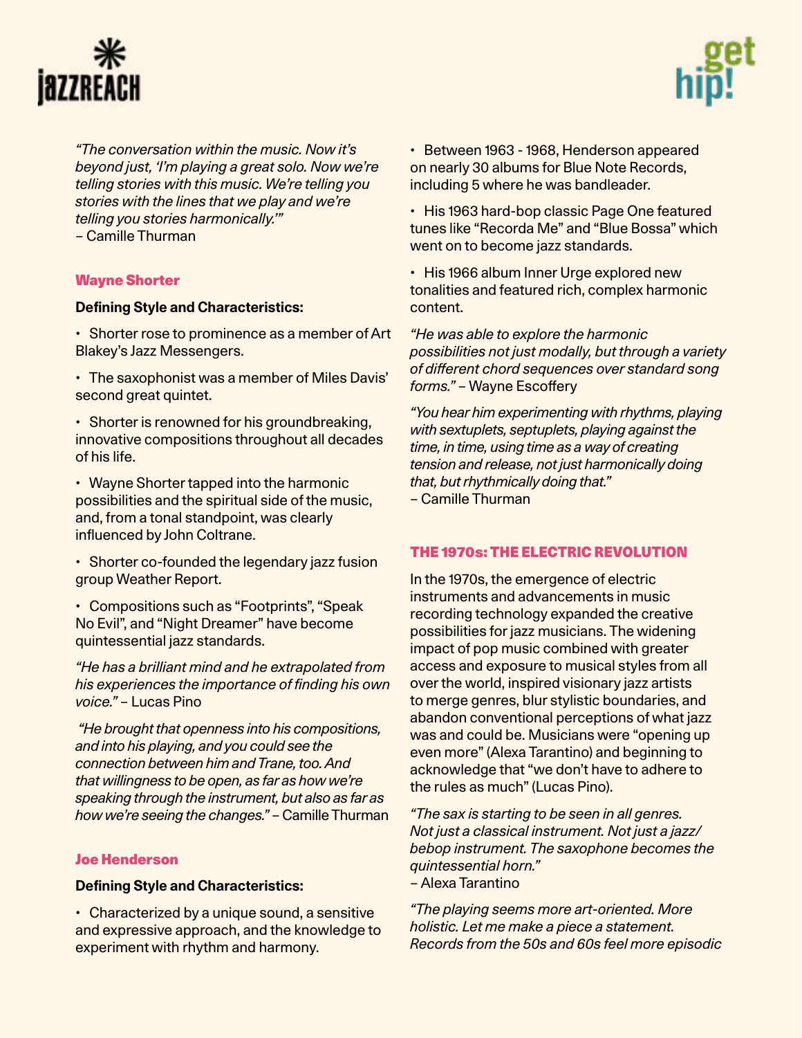*"The conversation within the music. Now it's beyond just, 'I'm playing a great solo. Now we're telling stories with this music. We're telling you stories with the lines that we play and we're telling you stories harmonically.'"*
– Camille Thurman

### Wayne Shorter

**Defining Style and Characteristics:**

- Shorter rose to prominence as a member of Art Blakey's Jazz Messengers.
- The saxophonist was a member of Miles Davis' second great quintet.
- Shorter is renowned for his groundbreaking, innovative compositions throughout all decades of his life.
- Wayne Shorter tapped into the harmonic possibilities and the spiritual side of the music, and, from a tonal standpoint, was clearly influenced by John Coltrane.
- Shorter co-founded the legendary jazz fusion group Weather Report.
- Compositions such as "Footprints", "Speak No Evil", and "Night Dreamer" have become quintessential jazz standards.

*"He has a brilliant mind and he extrapolated from his experiences the importance of finding his own voice."* – Lucas Pino

*"He brought that openness into his compositions, and into his playing, and you could see the connection between him and Trane, too. And that willingness to be open, as far as how we're speaking through the instrument, but also as far as how we're seeing the changes."* – Camille Thurman

### Joe Henderson

**Defining Style and Characteristics:**

- Characterized by a unique sound, a sensitive and expressive approach, and the knowledge to experiment with rhythm and harmony.
- Between 1963 - 1968, Henderson appeared on nearly 30 albums for Blue Note Records, including 5 where he was bandleader.
- His 1963 hard-bop classic Page One featured tunes like "Recorda Me" and "Blue Bossa" which went on to become jazz standards.
- His 1966 album Inner Urge explored new tonalities and featured rich, complex harmonic content.

*"He was able to explore the harmonic possibilities not just modally, but through a variety of different chord sequences over standard song forms."* – Wayne Escoffery

*"You hear him experimenting with rhythms, playing with sextuplets, septuplets, playing against the time, in time, using time as a way of creating tension and release, not just harmonically doing that, but rhythmically doing that."*
– Camille Thurman

## THE 1970s: THE ELECTRIC REVOLUTION

In the 1970s, the emergence of electric instruments and advancements in music recording technology expanded the creative possibilities for jazz musicians. The widening impact of pop music combined with greater access and exposure to musical styles from all over the world, inspired visionary jazz artists to merge genres, blur stylistic boundaries, and abandon conventional perceptions of what jazz was and could be. Musicians were "opening up even more" (Alexa Tarantino) and beginning to acknowledge that "we don't have to adhere to the rules as much" (Lucas Pino).

*"The sax is starting to be seen in all genres. Not just a classical instrument. Not just a jazz/bebop instrument. The saxophone becomes the quintessential horn."*
– Alexa Tarantino

*"The playing seems more art-oriented. More holistic. Let me make a piece a statement. Records from the 50s and 60s feel more episodic*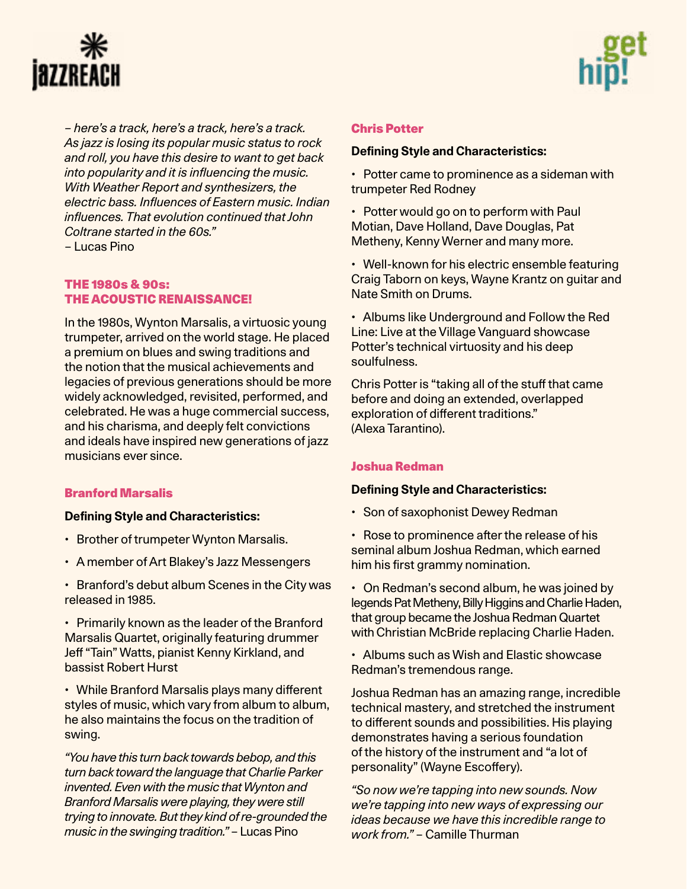*– here's a track, here's a track, here's a track. As jazz is losing its popular music status to rock and roll, you have this desire to want to get back into popularity and it is influencing the music. With Weather Report and synthesizers, the electric bass. Influences of Eastern music. Indian influences. That evolution continued that John Coltrane started in the 60s."*
– Lucas Pino

## THE 1980s & 90s: THE ACOUSTIC RENAISSANCE!

In the 1980s, Wynton Marsalis, a virtuosic young trumpeter, arrived on the world stage. He placed a premium on blues and swing traditions and the notion that the musical achievements and legacies of previous generations should be more widely acknowledged, revisited, performed, and celebrated. He was a huge commercial success, and his charisma, and deeply felt convictions and ideals have inspired new generations of jazz musicians ever since.

### Branford Marsalis

**Defining Style and Characteristics:**

- Brother of trumpeter Wynton Marsalis.
- A member of Art Blakey's Jazz Messengers
- Branford's debut album Scenes in the City was released in 1985.
- Primarily known as the leader of the Branford Marsalis Quartet, originally featuring drummer Jeff "Tain" Watts, pianist Kenny Kirkland, and bassist Robert Hurst
- While Branford Marsalis plays many different styles of music, which vary from album to album, he also maintains the focus on the tradition of swing.

*"You have this turn back towards bebop, and this turn back toward the language that Charlie Parker invented. Even with the music that Wynton and Branford Marsalis were playing, they were still trying to innovate. But they kind of re-grounded the music in the swinging tradition."* – Lucas Pino

### Chris Potter

**Defining Style and Characteristics:**

- Potter came to prominence as a sideman with trumpeter Red Rodney
- Potter would go on to perform with Paul Motian, Dave Holland, Dave Douglas, Pat Metheny, Kenny Werner and many more.
- Well-known for his electric ensemble featuring Craig Taborn on keys, Wayne Krantz on guitar and Nate Smith on Drums.
- Albums like Underground and Follow the Red Line: Live at the Village Vanguard showcase Potter's technical virtuosity and his deep soulfulness.

Chris Potter is "taking all of the stuff that came before and doing an extended, overlapped exploration of different traditions." (Alexa Tarantino).

### Joshua Redman

**Defining Style and Characteristics:**

- Son of saxophonist Dewey Redman
- Rose to prominence after the release of his seminal album Joshua Redman, which earned him his first grammy nomination.
- On Redman's second album, he was joined by legends Pat Metheny, Billy Higgins and Charlie Haden, that group became the Joshua Redman Quartet with Christian McBride replacing Charlie Haden.
- Albums such as Wish and Elastic showcase Redman's tremendous range.

Joshua Redman has an amazing range, incredible technical mastery, and stretched the instrument to different sounds and possibilities. His playing demonstrates having a serious foundation of the history of the instrument and "a lot of personality" (Wayne Escoffery).

*"So now we're tapping into new sounds. Now we're tapping into new ways of expressing our ideas because we have this incredible range to work from."* – Camille Thurman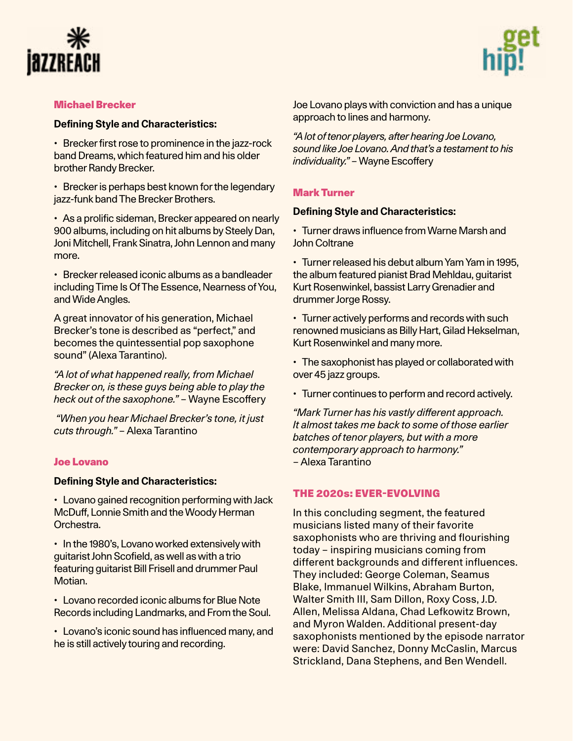## Michael Brecker

**Defining Style and Characteristics:**

- Brecker first rose to prominence in the jazz-rock band Dreams, which featured him and his older brother Randy Brecker.
- Brecker is perhaps best known for the legendary jazz-funk band The Brecker Brothers.
- As a prolific sideman, Brecker appeared on nearly 900 albums, including on hit albums by Steely Dan, Joni Mitchell, Frank Sinatra, John Lennon and many more.
- Brecker released iconic albums as a bandleader including Time Is Of The Essence, Nearness of You, and Wide Angles.

A great innovator of his generation, Michael Brecker's tone is described as "perfect," and becomes the quintessential pop saxophone sound" (Alexa Tarantino).

*"A lot of what happened really, from Michael Brecker on, is these guys being able to play the heck out of the saxophone."* – Wayne Escoffery

*"When you hear Michael Brecker's tone, it just cuts through."* – Alexa Tarantino

## Joe Lovano

**Defining Style and Characteristics:**

- Lovano gained recognition performing with Jack McDuff, Lonnie Smith and the Woody Herman Orchestra.
- In the 1980's, Lovano worked extensively with guitarist John Scofield, as well as with a trio featuring guitarist Bill Frisell and drummer Paul Motian.
- Lovano recorded iconic albums for Blue Note Records including Landmarks, and From the Soul.
- Lovano's iconic sound has influenced many, and he is still actively touring and recording.

Joe Lovano plays with conviction and has a unique approach to lines and harmony.

*"A lot of tenor players, after hearing Joe Lovano, sound like Joe Lovano. And that's a testament to his individuality."* – Wayne Escoffery

## Mark Turner

**Defining Style and Characteristics:**

- Turner draws influence from Warne Marsh and John Coltrane
- Turner released his debut album Yam Yam in 1995, the album featured pianist Brad Mehldau, guitarist Kurt Rosenwinkel, bassist Larry Grenadier and drummer Jorge Rossy.
- Turner actively performs and records with such renowned musicians as Billy Hart, Gilad Hekselman, Kurt Rosenwinkel and many more.
- The saxophonist has played or collaborated with over 45 jazz groups.
- Turner continues to perform and record actively.

*"Mark Turner has his vastly different approach. It almost takes me back to some of those earlier batches of tenor players, but with a more contemporary approach to harmony."*
– Alexa Tarantino

## THE 2020s: EVER-EVOLVING

In this concluding segment, the featured musicians listed many of their favorite saxophonists who are thriving and flourishing today – inspiring musicians coming from different backgrounds and different influences. They included: George Coleman, Seamus Blake, Immanuel Wilkins, Abraham Burton, Walter Smith III, Sam Dillon, Roxy Coss, J.D. Allen, Melissa Aldana, Chad Lefkowitz Brown, and Myron Walden. Additional present-day saxophonists mentioned by the episode narrator were: David Sanchez, Donny McCaslin, Marcus Strickland, Dana Stephens, and Ben Wendell.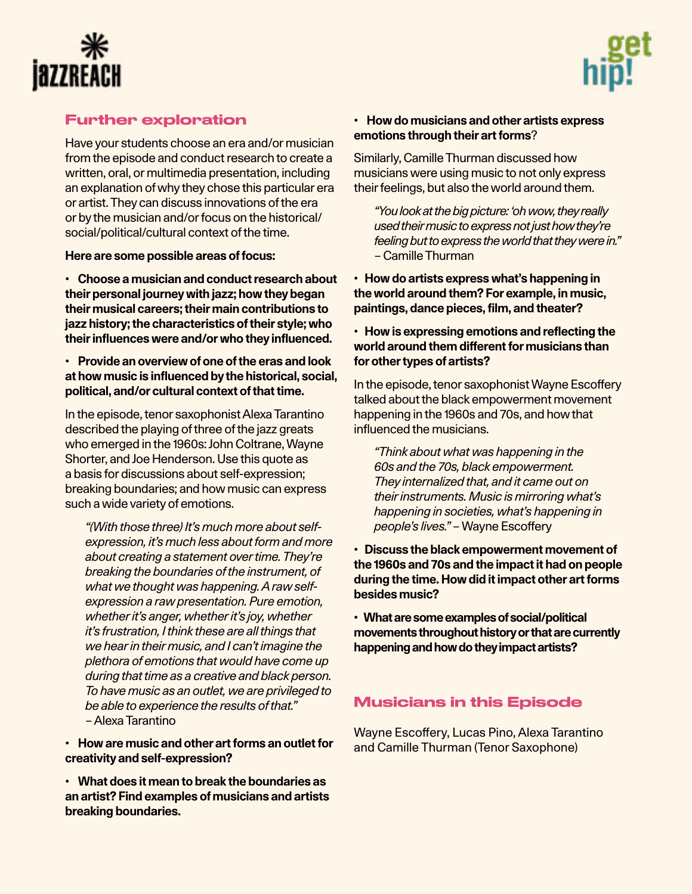## Further exploration

Have your students choose an era and/or musician from the episode and conduct research to create a written, oral, or multimedia presentation, including an explanation of why they chose this particular era or artist. They can discuss innovations of the era or by the musician and/or focus on the historical/social/political/cultural context of the time.

**Here are some possible areas of focus:**

- **Choose a musician and conduct research about their personal journey with jazz; how they began their musical careers; their main contributions to jazz history; the characteristics of their style; who their influences were and/or who they influenced.**

- **Provide an overview of one of the eras and look at how music is influenced by the historical, social, political, and/or cultural context of that time.**

In the episode, tenor saxophonist Alexa Tarantino described the playing of three of the jazz greats who emerged in the 1960s: John Coltrane, Wayne Shorter, and Joe Henderson. Use this quote as a basis for discussions about self-expression; breaking boundaries; and how music can express such a wide variety of emotions.

> *"(With those three) It's much more about self-expression, it's much less about form and more about creating a statement over time. They're breaking the boundaries of the instrument, of what we thought was happening. A raw self-expression a raw presentation. Pure emotion, whether it's anger, whether it's joy, whether it's frustration, I think these are all things that we hear in their music, and I can't imagine the plethora of emotions that would have come up during that time as a creative and black person. To have music as an outlet, we are privileged to be able to experience the results of that."* – Alexa Tarantino

- **How are music and other art forms an outlet for creativity and self-expression?**

- **What does it mean to break the boundaries as an artist? Find examples of musicians and artists breaking boundaries.**

- **How do musicians and other artists express emotions through their art forms**?

Similarly, Camille Thurman discussed how musicians were using music to not only express their feelings, but also the world around them.

> *"You look at the big picture: 'oh wow, they really used their music to express not just how they're feeling but to express the world that they were in."* – Camille Thurman

- **How do artists express what's happening in the world around them? For example, in music, paintings, dance pieces, film, and theater?**

- **How is expressing emotions and reflecting the world around them different for musicians than for other types of artists?**

In the episode, tenor saxophonist Wayne Escoffery talked about the black empowerment movement happening in the 1960s and 70s, and how that influenced the musicians.

> *"Think about what was happening in the 60s and the 70s, black empowerment. They internalized that, and it came out on their instruments. Music is mirroring what's happening in societies, what's happening in people's lives."* – Wayne Escoffery

- **Discuss the black empowerment movement of the 1960s and 70s and the impact it had on people during the time. How did it impact other art forms besides music?**

- **What are some examples of social/political movements throughout history or that are currently happening and how do they impact artists?**

## Musicians in this Episode

Wayne Escoffery, Lucas Pino, Alexa Tarantino and Camille Thurman (Tenor Saxophone)